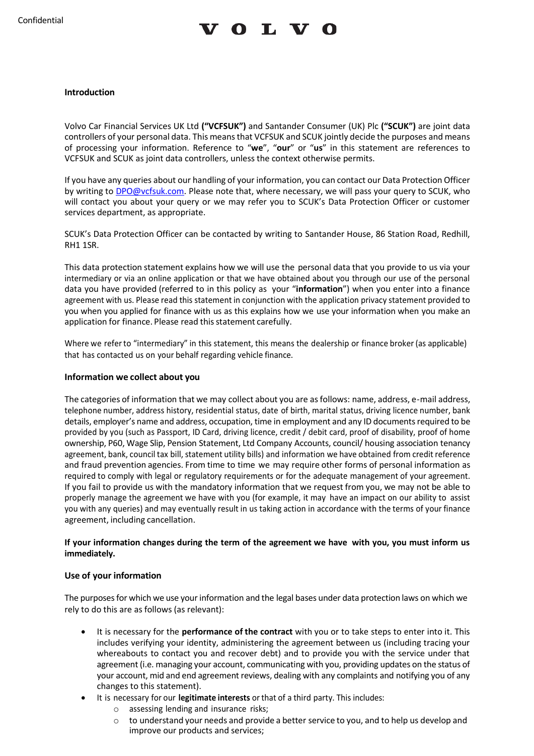Confidential

VOLVO

## Introduction

Volvo Car Financial Services UK Ltd **("VCFSUK")** and Santander Consumer (UK) Plc **("SCUK")** are joint data controllers of your personal data. This means that VCFSUK and SCUK jointly decide the purposes and means of processing your information. Reference to "**we**", "**our**" or "**us**" in this statement are references to VCFSUK and SCUK as joint data controllers, unless the context otherwise permits.

If you have any queries about our handling of your information, you can contact our Data Protection Officer by writing to DPO@vcfsuk.com. Please note that, where necessary, we will pass your query to SCUK, who will contact you about your query or we may refer you to SCUK's Data Protection Officer or customer services department, as appropriate.

SCUK's Data Protection Officer can be contacted by writing to Santander House, 86 Station Road, Redhill, RH1 1SR.

This data protection statement explains how we will use the personal data that you provide to us via your intermediary or via an online application or that we have obtained about you through our use of the personal data you have provided (referred to in this policy as your "**information**") when you enter into a finance agreement with us. Please read this statement in conjunction with the application privacy statement provided to you when you applied for finance with us as this explains how we use your information when you make an application for finance. Please read this statement carefully.

Where we refer to "intermediary" in this statement, this means the dealership or finance broker (as applicable) that has contacted us on your behalf regarding vehicle finance.

## Information we collect about you

The categories of information that we may collect about you are as follows: name, address, e-mail address, telephone number, address history, residential status, date of birth, marital status, driving licence number, bank details, employer's name and address, occupation, time in employment and any ID documents required to be provided by you (such as Passport, ID Card, driving licence, credit / debit card, proof of disability, proof of home ownership, P60, Wage Slip, Pension Statement, Ltd Company Accounts, council/ housing association tenancy agreement, bank, council tax bill, statement utility bills) and information we have obtained from credit reference and fraud prevention agencies. From time to time we may require other forms of personal information as required to comply with legal or regulatory requirements or for the adequate management of your agreement. If you fail to provide us with the mandatory information that we request from you, we may not be able to properly manage the agreement we have with you (for example, it may have an impact on our ability to assist you with any queries) and may eventually result in us taking action in accordance with the terms of your finance agreement, including cancellation.

**If your information changes during the term of the agreement we have with you, you must inform us immediately.**

## Use of your information

The purposes for which we use your information and the legal bases under data protection laws on which we rely to do this are as follows (as relevant):

- It is necessary for the **performance of the contract** with you or to take steps to enter into it. This includes verifying your identity, administering the agreement between us (including tracing your whereabouts to contact you and recover debt) and to provide you with the service under that agreement (i.e. managing your account, communicating with you, providing updates on the status of your account, mid and end agreement reviews, dealing with any complaints and notifying you of any changes to this statement).
- It is necessary for our **legitimate interests** or that of a third party. This includes:
    - assessing lending and insurance risks;
    - to understand your needs and provide a better service to you, and to help us develop and improve our products and services;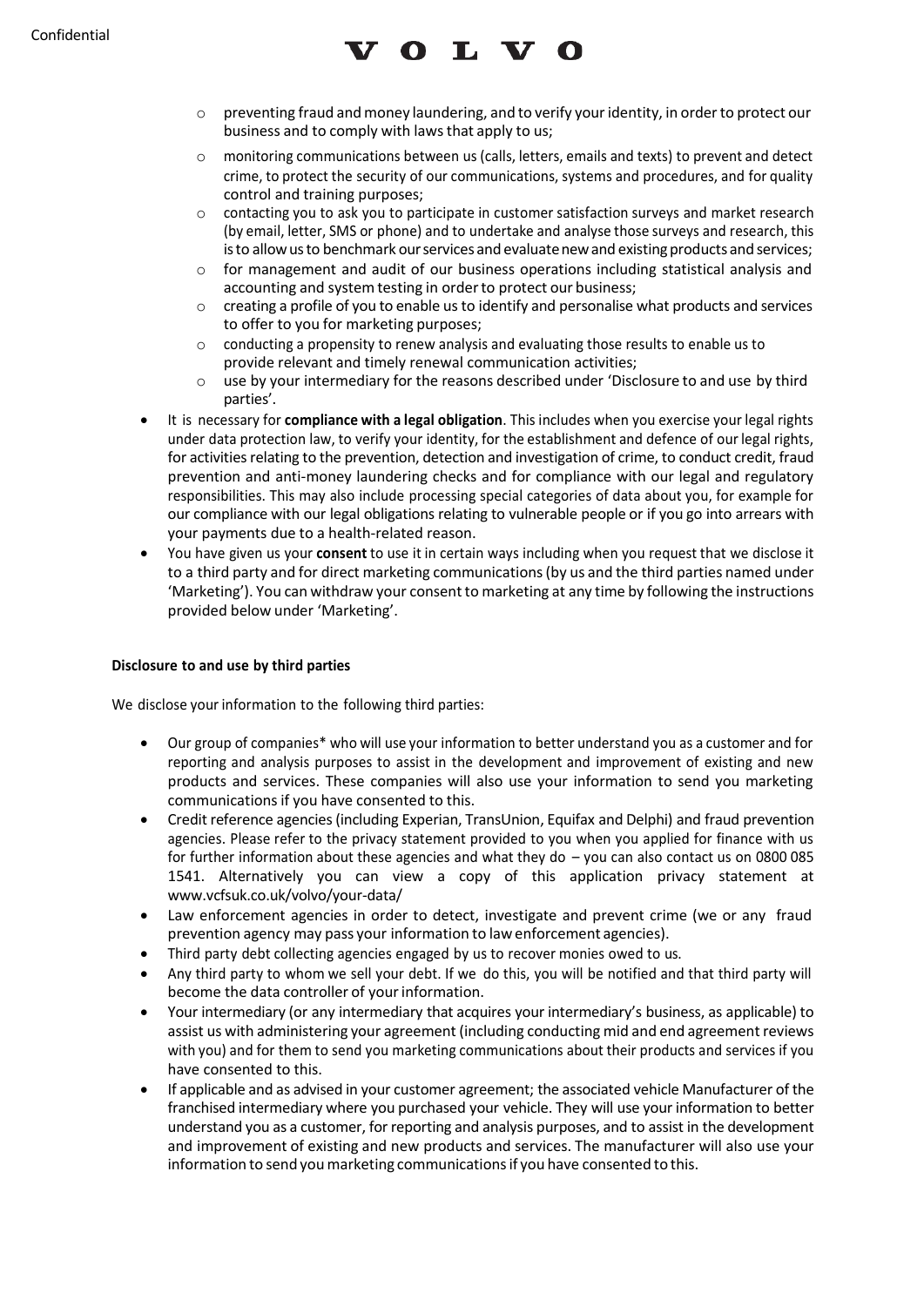- preventing fraud and money laundering, and to verify your identity, in order to protect our business and to comply with laws that apply to us;
    - monitoring communications between us (calls, letters, emails and texts) to prevent and detect crime, to protect the security of our communications, systems and procedures, and for quality control and training purposes;
    - contacting you to ask you to participate in customer satisfaction surveys and market research (by email, letter, SMS or phone) and to undertake and analyse those surveys and research, this is to allow us to benchmark our services and evaluate new and existing products and services;
    - for management and audit of our business operations including statistical analysis and accounting and system testing in order to protect our business;
    - creating a profile of you to enable us to identify and personalise what products and services to offer to you for marketing purposes;
    - conducting a propensity to renew analysis and evaluating those results to enable us to provide relevant and timely renewal communication activities;
    - use by your intermediary for the reasons described under 'Disclosure to and use by third parties'.
- It is necessary for **compliance with a legal obligation**. This includes when you exercise your legal rights under data protection law, to verify your identity, for the establishment and defence of our legal rights, for activities relating to the prevention, detection and investigation of crime, to conduct credit, fraud prevention and anti-money laundering checks and for compliance with our legal and regulatory responsibilities. This may also include processing special categories of data about you, for example for our compliance with our legal obligations relating to vulnerable people or if you go into arrears with your payments due to a health-related reason.
- You have given us your **consent** to use it in certain ways including when you request that we disclose it to a third party and for direct marketing communications (by us and the third parties named under 'Marketing'). You can withdraw your consent to marketing at any time by following the instructions provided below under 'Marketing'.

**Disclosure to and use by third parties**

We disclose your information to the following third parties:

- Our group of companies* who will use your information to better understand you as a customer and for reporting and analysis purposes to assist in the development and improvement of existing and new products and services. These companies will also use your information to send you marketing communications if you have consented to this.
- Credit reference agencies (including Experian, TransUnion, Equifax and Delphi) and fraud prevention agencies. Please refer to the privacy statement provided to you when you applied for finance with us for further information about these agencies and what they do – you can also contact us on 0800 085 1541. Alternatively you can view a copy of this application privacy statement at www.vcfsuk.co.uk/volvo/your-data/
- Law enforcement agencies in order to detect, investigate and prevent crime (we or any fraud prevention agency may pass your information to law enforcement agencies).
- Third party debt collecting agencies engaged by us to recover monies owed to us.
- Any third party to whom we sell your debt. If we do this, you will be notified and that third party will become the data controller of your information.
- Your intermediary (or any intermediary that acquires your intermediary's business, as applicable) to assist us with administering your agreement (including conducting mid and end agreement reviews with you) and for them to send you marketing communications about their products and services if you have consented to this.
- If applicable and as advised in your customer agreement; the associated vehicle Manufacturer of the franchised intermediary where you purchased your vehicle. They will use your information to better understand you as a customer, for reporting and analysis purposes, and to assist in the development and improvement of existing and new products and services. The manufacturer will also use your information to send you marketing communications if you have consented to this.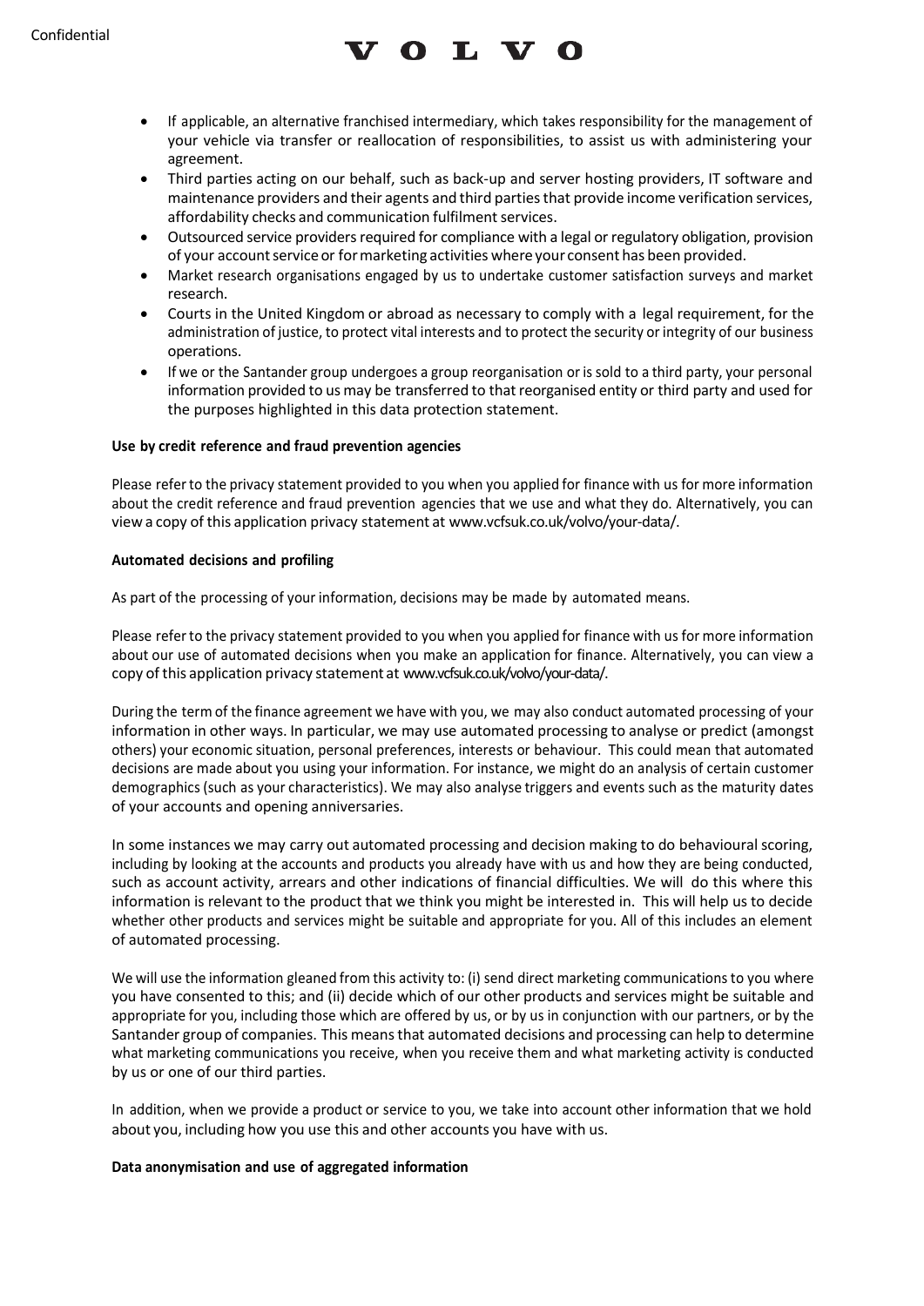- If applicable, an alternative franchised intermediary, which takes responsibility for the management of your vehicle via transfer or reallocation of responsibilities, to assist us with administering your agreement.
- Third parties acting on our behalf, such as back-up and server hosting providers, IT software and maintenance providers and their agents and third parties that provide income verification services, affordability checks and communication fulfilment services.
- Outsourced service providers required for compliance with a legal or regulatory obligation, provision of your account service or for marketing activities where your consent has been provided.
- Market research organisations engaged by us to undertake customer satisfaction surveys and market research.
- Courts in the United Kingdom or abroad as necessary to comply with a legal requirement, for the administration of justice, to protect vital interests and to protect the security or integrity of our business operations.
- If we or the Santander group undergoes a group reorganisation or is sold to a third party, your personal information provided to us may be transferred to that reorganised entity or third party and used for the purposes highlighted in this data protection statement.

**Use by credit reference and fraud prevention agencies**

Please refer to the privacy statement provided to you when you applied for finance with us for more information about the credit reference and fraud prevention agencies that we use and what they do. Alternatively, you can view a copy of this application privacy statement at www.vcfsuk.co.uk/volvo/your-data/.

**Automated decisions and profiling**

As part of the processing of your information, decisions may be made by automated means.

Please refer to the privacy statement provided to you when you applied for finance with us for more information about our use of automated decisions when you make an application for finance. Alternatively, you can view a copy of this application privacy statement at www.vcfsuk.co.uk/volvo/your-data/.

During the term of the finance agreement we have with you, we may also conduct automated processing of your information in other ways. In particular, we may use automated processing to analyse or predict (amongst others) your economic situation, personal preferences, interests or behaviour. This could mean that automated decisions are made about you using your information. For instance, we might do an analysis of certain customer demographics (such as your characteristics). We may also analyse triggers and events such as the maturity dates of your accounts and opening anniversaries.

In some instances we may carry out automated processing and decision making to do behavioural scoring, including by looking at the accounts and products you already have with us and how they are being conducted, such as account activity, arrears and other indications of financial difficulties. We will do this where this information is relevant to the product that we think you might be interested in. This will help us to decide whether other products and services might be suitable and appropriate for you. All of this includes an element of automated processing.

We will use the information gleaned from this activity to: (i) send direct marketing communications to you where you have consented to this; and (ii) decide which of our other products and services might be suitable and appropriate for you, including those which are offered by us, or by us in conjunction with our partners, or by the Santander group of companies. This means that automated decisions and processing can help to determine what marketing communications you receive, when you receive them and what marketing activity is conducted by us or one of our third parties.

In addition, when we provide a product or service to you, we take into account other information that we hold about you, including how you use this and other accounts you have with us.

**Data anonymisation and use of aggregated information**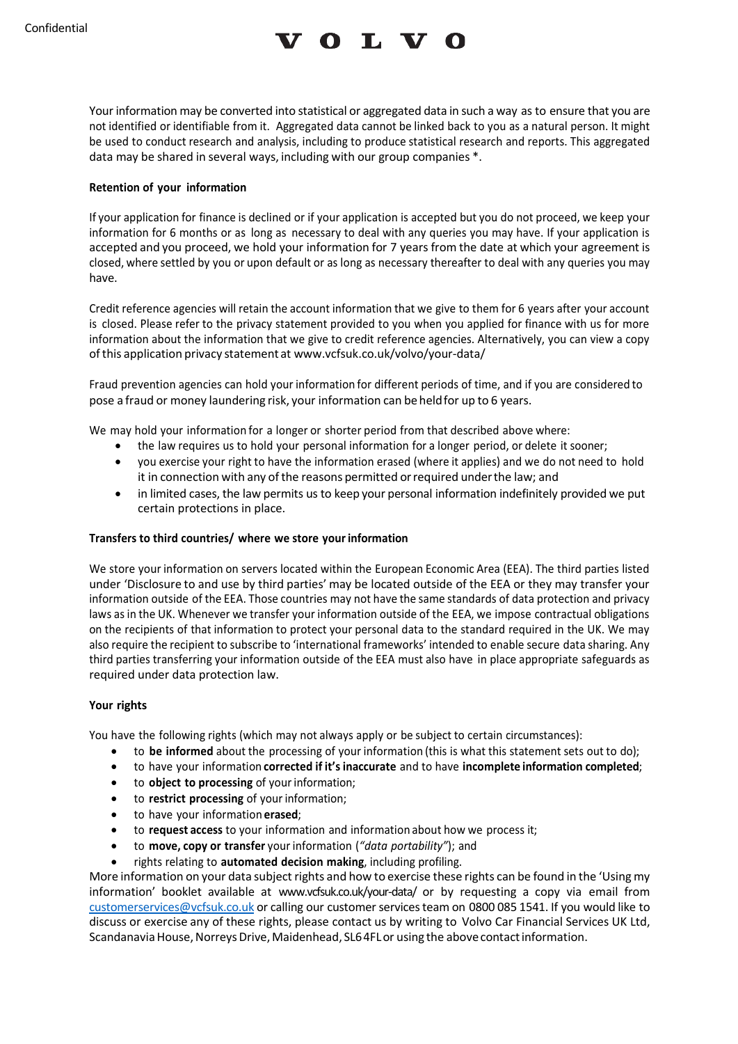Your information may be converted into statistical or aggregated data in such a way as to ensure that you are not identified or identifiable from it. Aggregated data cannot be linked back to you as a natural person. It might be used to conduct research and analysis, including to produce statistical research and reports. This aggregated data may be shared in several ways, including with our group companies *.

**Retention of your information**

If your application for finance is declined or if your application is accepted but you do not proceed, we keep your information for 6 months or as long as necessary to deal with any queries you may have. If your application is accepted and you proceed, we hold your information for 7 years from the date at which your agreement is closed, where settled by you or upon default or as long as necessary thereafter to deal with any queries you may have.

Credit reference agencies will retain the account information that we give to them for 6 years after your account is closed. Please refer to the privacy statement provided to you when you applied for finance with us for more information about the information that we give to credit reference agencies. Alternatively, you can view a copy of this application privacy statement at www.vcfsuk.co.uk/volvo/your-data/

Fraud prevention agencies can hold your information for different periods of time, and if you are considered to pose a fraud or money laundering risk, your information can be held for up to 6 years.

We may hold your information for a longer or shorter period from that described above where:

- the law requires us to hold your personal information for a longer period, or delete it sooner;
- you exercise your right to have the information erased (where it applies) and we do not need to hold it in connection with any of the reasons permitted or required under the law; and
- in limited cases, the law permits us to keep your personal information indefinitely provided we put certain protections in place.

**Transfers to third countries/ where we store your information**

We store your information on servers located within the European Economic Area (EEA). The third parties listed under 'Disclosure to and use by third parties' may be located outside of the EEA or they may transfer your information outside of the EEA. Those countries may not have the same standards of data protection and privacy laws as in the UK. Whenever we transfer your information outside of the EEA, we impose contractual obligations on the recipients of that information to protect your personal data to the standard required in the UK. We may also require the recipient to subscribe to 'international frameworks' intended to enable secure data sharing. Any third parties transferring your information outside of the EEA must also have in place appropriate safeguards as required under data protection law.

**Your rights**

You have the following rights (which may not always apply or be subject to certain circumstances):

- to **be informed** about the processing of your information (this is what this statement sets out to do);
- to have your information **corrected if it's inaccurate** and to have **incomplete information completed**;
- to **object to processing** of your information;
- to **restrict processing** of your information;
- to have your information **erased**;
- to **request access** to your information and information about how we process it;
- to **move, copy or transfer** your information (*"data portability"*); and
- rights relating to **automated decision making**, including profiling.

More information on your data subject rights and how to exercise these rights can be found in the 'Using my information' booklet available at www.vcfsuk.co.uk/your-data/ or by requesting a copy via email from customerservices@vcfsuk.co.uk or calling our customer services team on 0800 085 1541. If you would like to discuss or exercise any of these rights, please contact us by writing to Volvo Car Financial Services UK Ltd, Scandanavia House, Norreys Drive, Maidenhead, SL6 4FL or using the above contact information.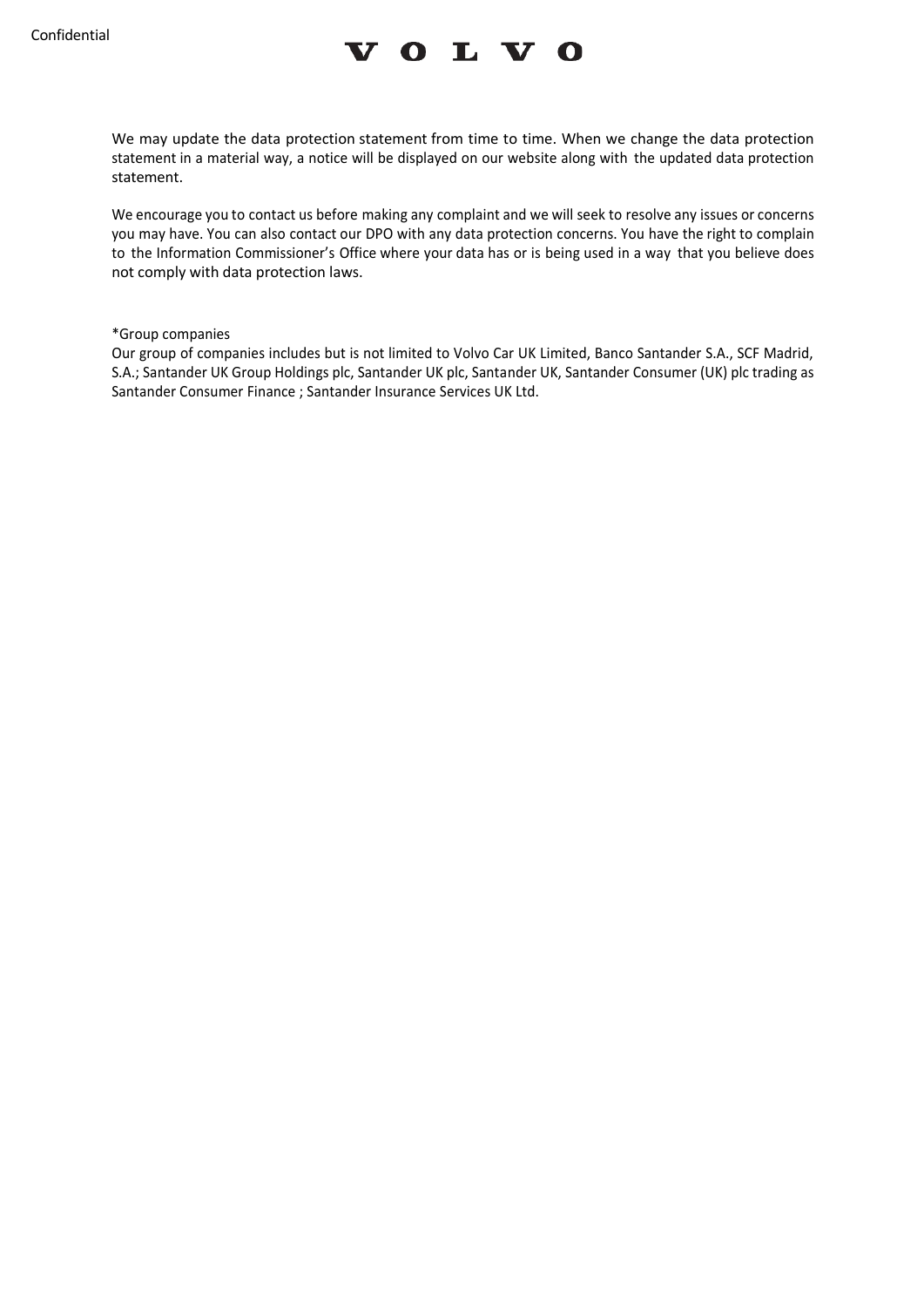We may update the data protection statement from time to time. When we change the data protection statement in a material way, a notice will be displayed on our website along with the updated data protection statement.

We encourage you to contact us before making any complaint and we will seek to resolve any issues or concerns you may have. You can also contact our DPO with any data protection concerns. You have the right to complain to the Information Commissioner's Office where your data has or is being used in a way that you believe does not comply with data protection laws.

*Group companies
Our group of companies includes but is not limited to Volvo Car UK Limited, Banco Santander S.A., SCF Madrid, S.A.; Santander UK Group Holdings plc, Santander UK plc, Santander UK, Santander Consumer (UK) plc trading as Santander Consumer Finance ; Santander Insurance Services UK Ltd.